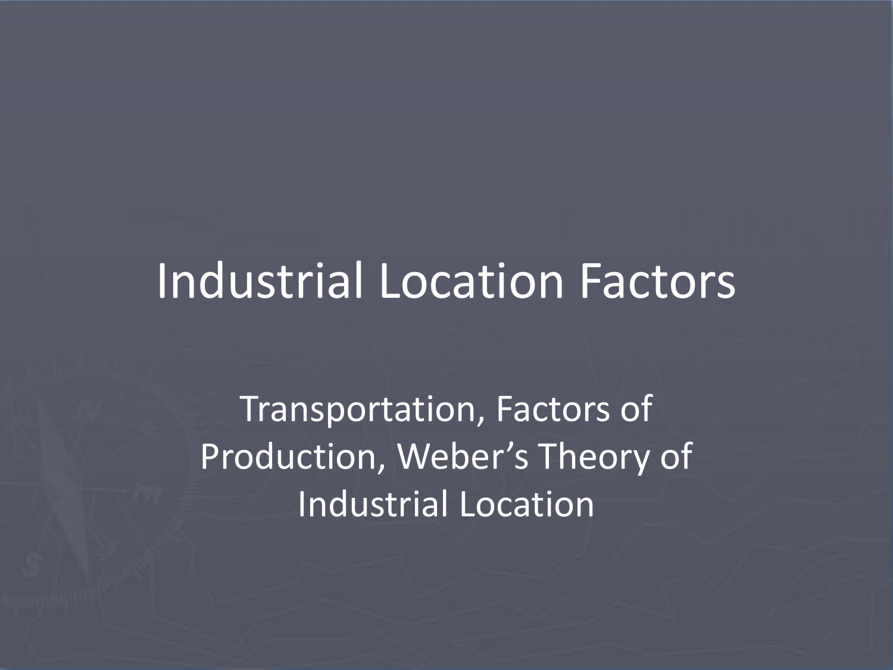# Industrial Location Factors

Transportation, Factors of Production, Weber's Theory of Industrial Location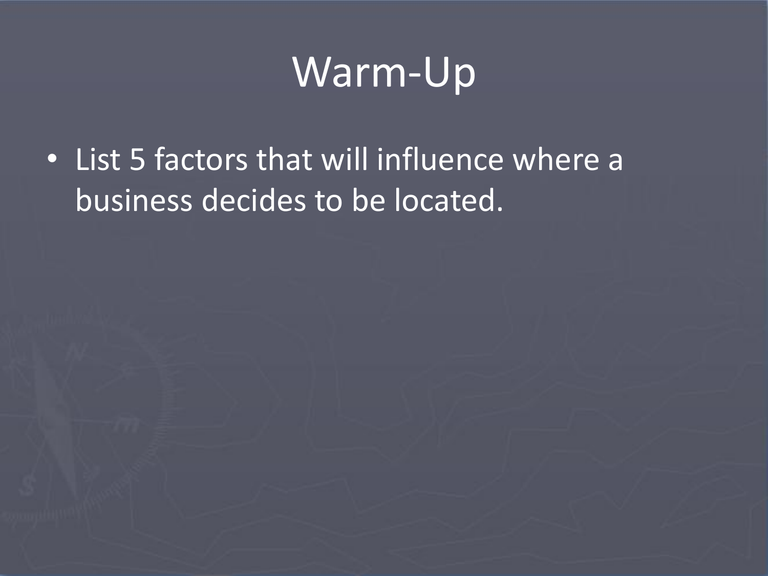# Warm-Up

- List 5 factors that will influence where a business decides to be located.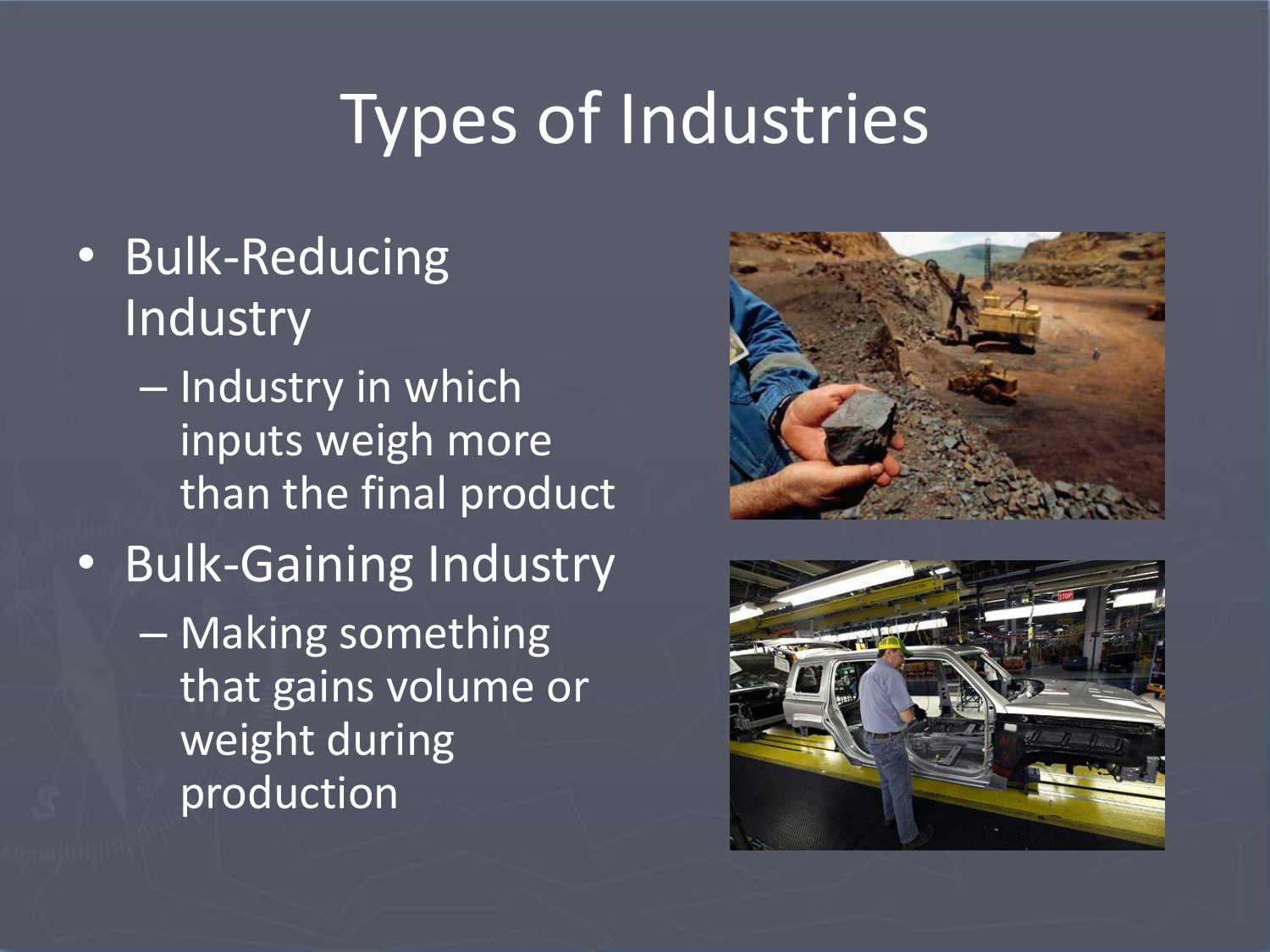# Types of Industries

- Bulk-Reducing Industry
  - Industry in which inputs weigh more than the final product
- Bulk-Gaining Industry
  - Making something that gains volume or weight during production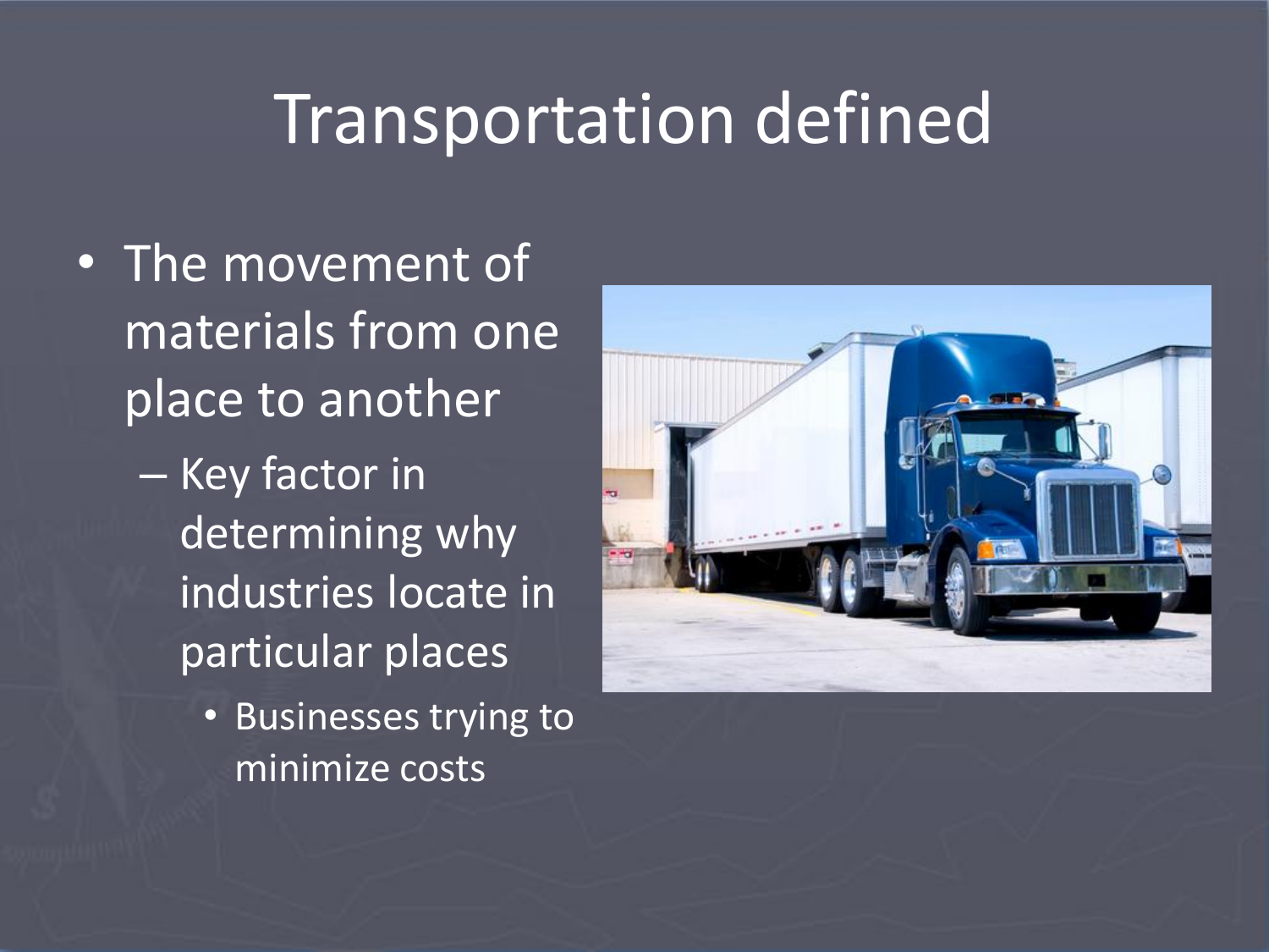# Transportation defined

- The movement of materials from one place to another
  - Key factor in determining why industries locate in particular places
    - Businesses trying to minimize costs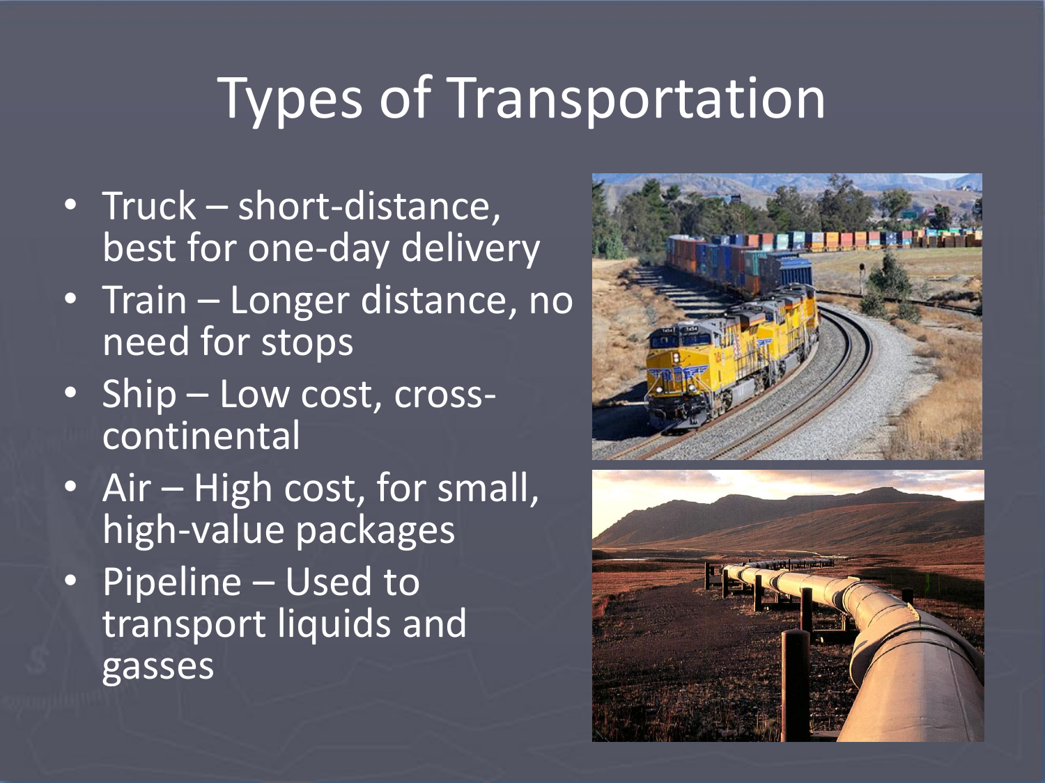# Types of Transportation

- Truck – short-distance, best for one-day delivery
- Train – Longer distance, no need for stops
- Ship – Low cost, cross-continental
- Air – High cost, for small, high-value packages
- Pipeline – Used to transport liquids and gasses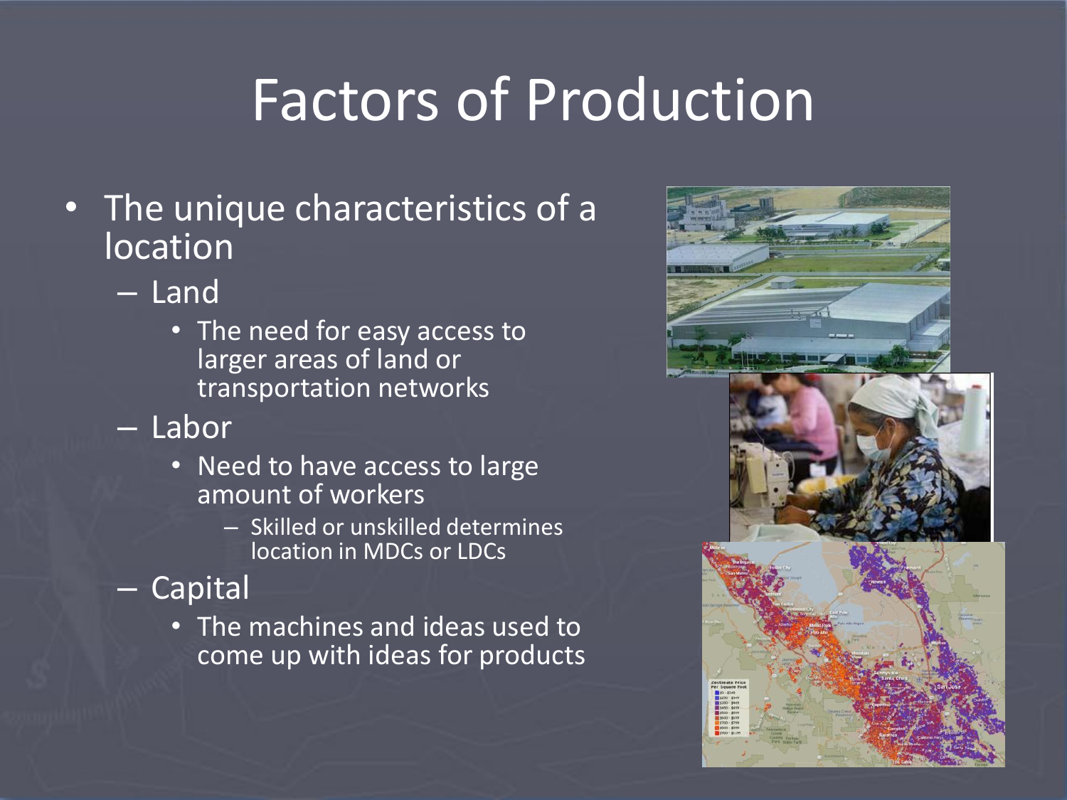# Factors of Production

- The unique characteristics of a location
  - Land
    - The need for easy access to larger areas of land or transportation networks
  - Labor
    - Need to have access to large amount of workers
      - Skilled or unskilled determines location in MDCs or LDCs
  - Capital
    - The machines and ideas used to come up with ideas for products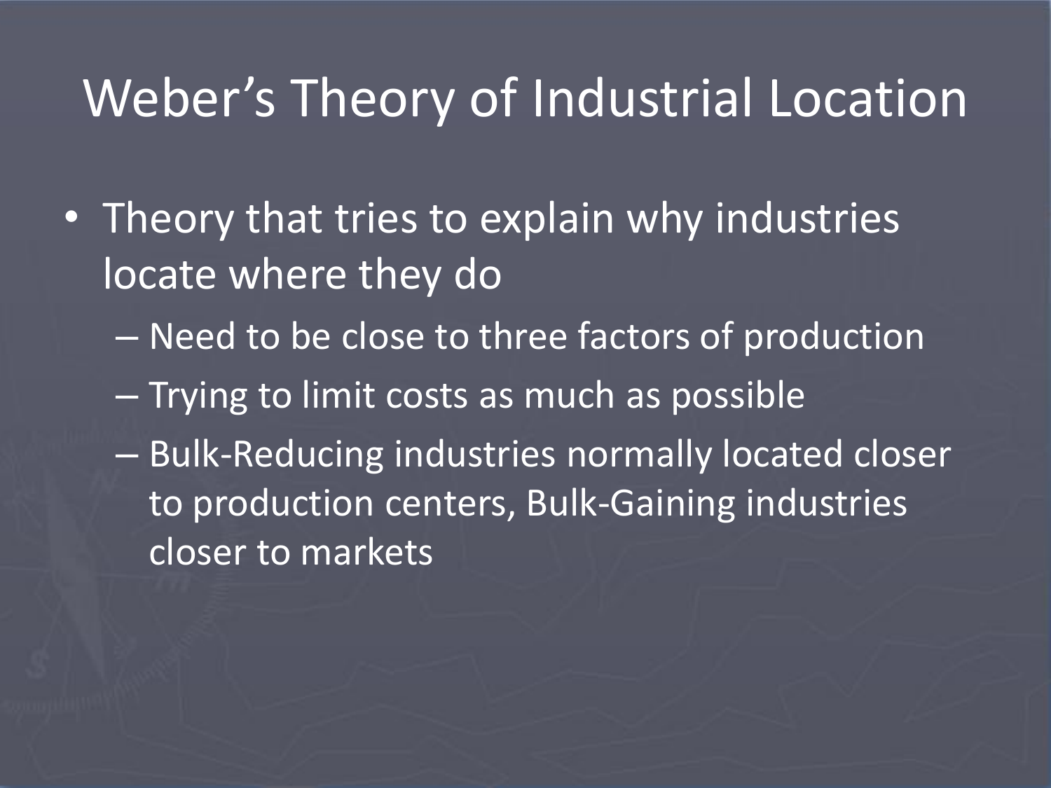# Weber's Theory of Industrial Location

- Theory that tries to explain why industries locate where they do
  - Need to be close to three factors of production
  - Trying to limit costs as much as possible
  - Bulk-Reducing industries normally located closer to production centers, Bulk-Gaining industries closer to markets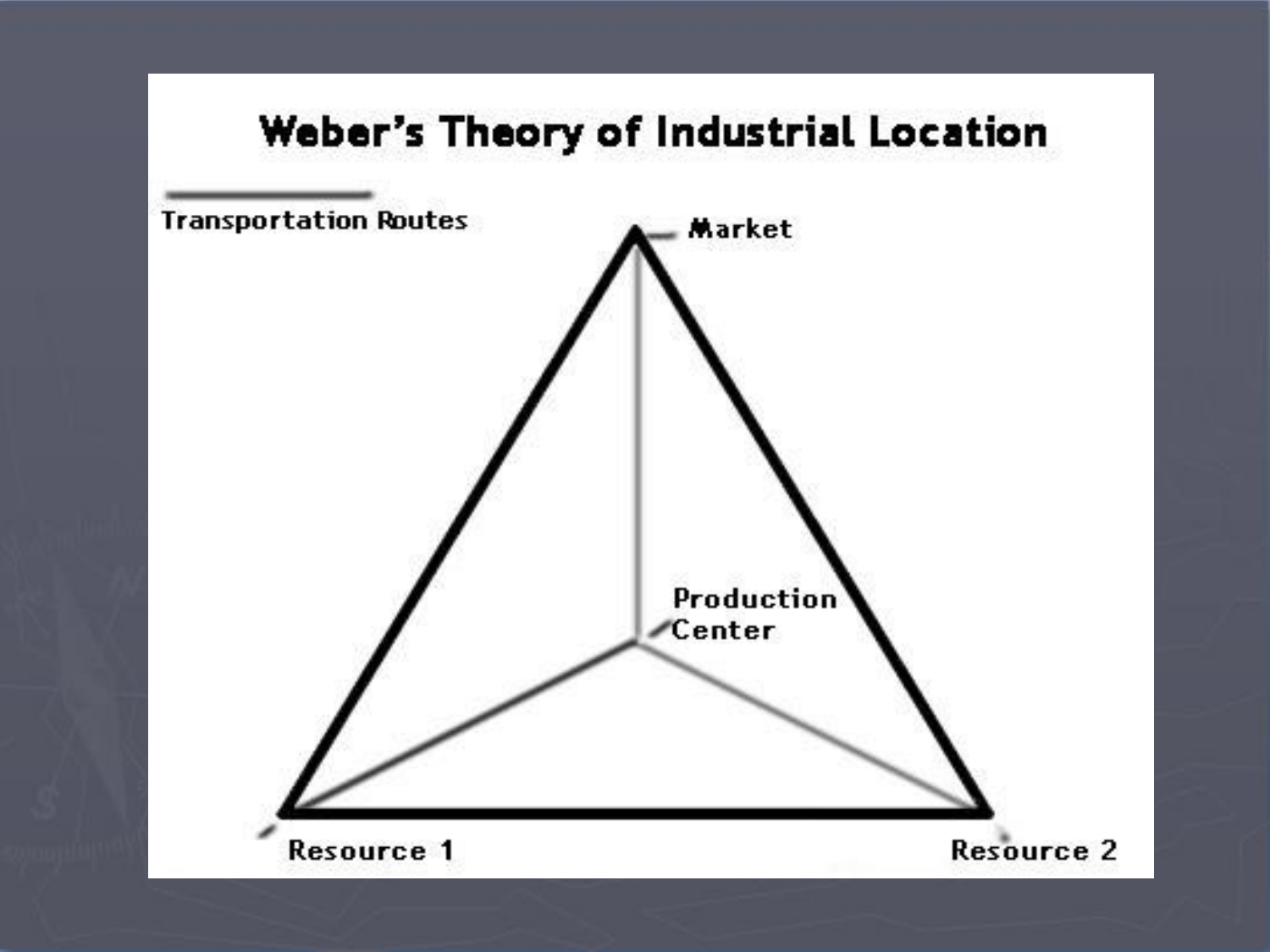# Weber's Theory of Industrial Location

Transportation Routes

Market

Production Center

Resource 1

Resource 2